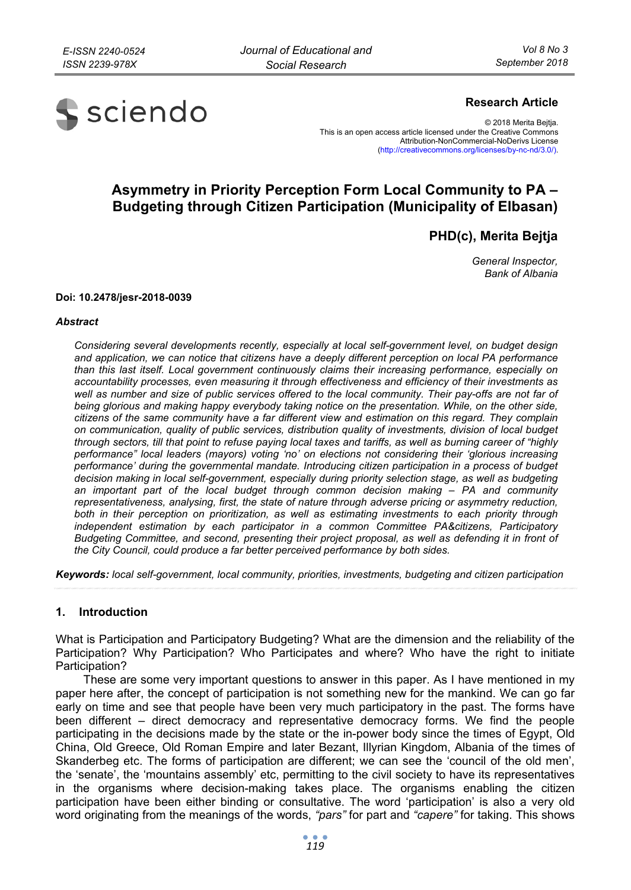**Research Article**

© 2018 Merita Bejtja.
This is an open access article licensed under the Creative Commons Attribution-NonCommercial-NoDerivs License (http://creativecommons.org/licenses/by-nc-nd/3.0/).

# Asymmetry in Priority Perception Form Local Community to PA – Budgeting through Citizen Participation (Municipality of Elbasan)

**PHD(c), Merita Bejtja**

*General Inspector,*
*Bank of Albania*

**Doi: 10.2478/jesr-2018-0039**

***Abstract***

*Considering several developments recently, especially at local self-government level, on budget design and application, we can notice that citizens have a deeply different perception on local PA performance than this last itself. Local government continuously claims their increasing performance, especially on accountability processes, even measuring it through effectiveness and efficiency of their investments as well as number and size of public services offered to the local community. Their pay-offs are not far of being glorious and making happy everybody taking notice on the presentation. While, on the other side, citizens of the same community have a far different view and estimation on this regard. They complain on communication, quality of public services, distribution quality of investments, division of local budget through sectors, till that point to refuse paying local taxes and tariffs, as well as burning career of "highly performance" local leaders (mayors) voting 'no' on elections not considering their 'glorious increasing performance' during the governmental mandate. Introducing citizen participation in a process of budget decision making in local self-government, especially during priority selection stage, as well as budgeting an important part of the local budget through common decision making – PA and community representativeness, analysing, first, the state of nature through adverse pricing or asymmetry reduction, both in their perception on prioritization, as well as estimating investments to each priority through independent estimation by each participator in a common Committee PA&citizens, Participatory Budgeting Committee, and second, presenting their project proposal, as well as defending it in front of the City Council, could produce a far better perceived performance by both sides.*

***Keywords:*** *local self-government, local community, priorities, investments, budgeting and citizen participation*

## 1. Introduction

What is Participation and Participatory Budgeting? What are the dimension and the reliability of the Participation? Why Participation? Who Participates and where? Who have the right to initiate Participation?

These are some very important questions to answer in this paper. As I have mentioned in my paper here after, the concept of participation is not something new for the mankind. We can go far early on time and see that people have been very much participatory in the past. The forms have been different – direct democracy and representative democracy forms. We find the people participating in the decisions made by the state or the in-power body since the times of Egypt, Old China, Old Greece, Old Roman Empire and later Bezant, Illyrian Kingdom, Albania of the times of Skanderbeg etc. The forms of participation are different; we can see the 'council of the old men', the 'senate', the 'mountains assembly' etc, permitting to the civil society to have its representatives in the organisms where decision-making takes place. The organisms enabling the citizen participation have been either binding or consultative. The word 'participation' is also a very old word originating from the meanings of the words, *"pars"* for part and *"capere"* for taking. This shows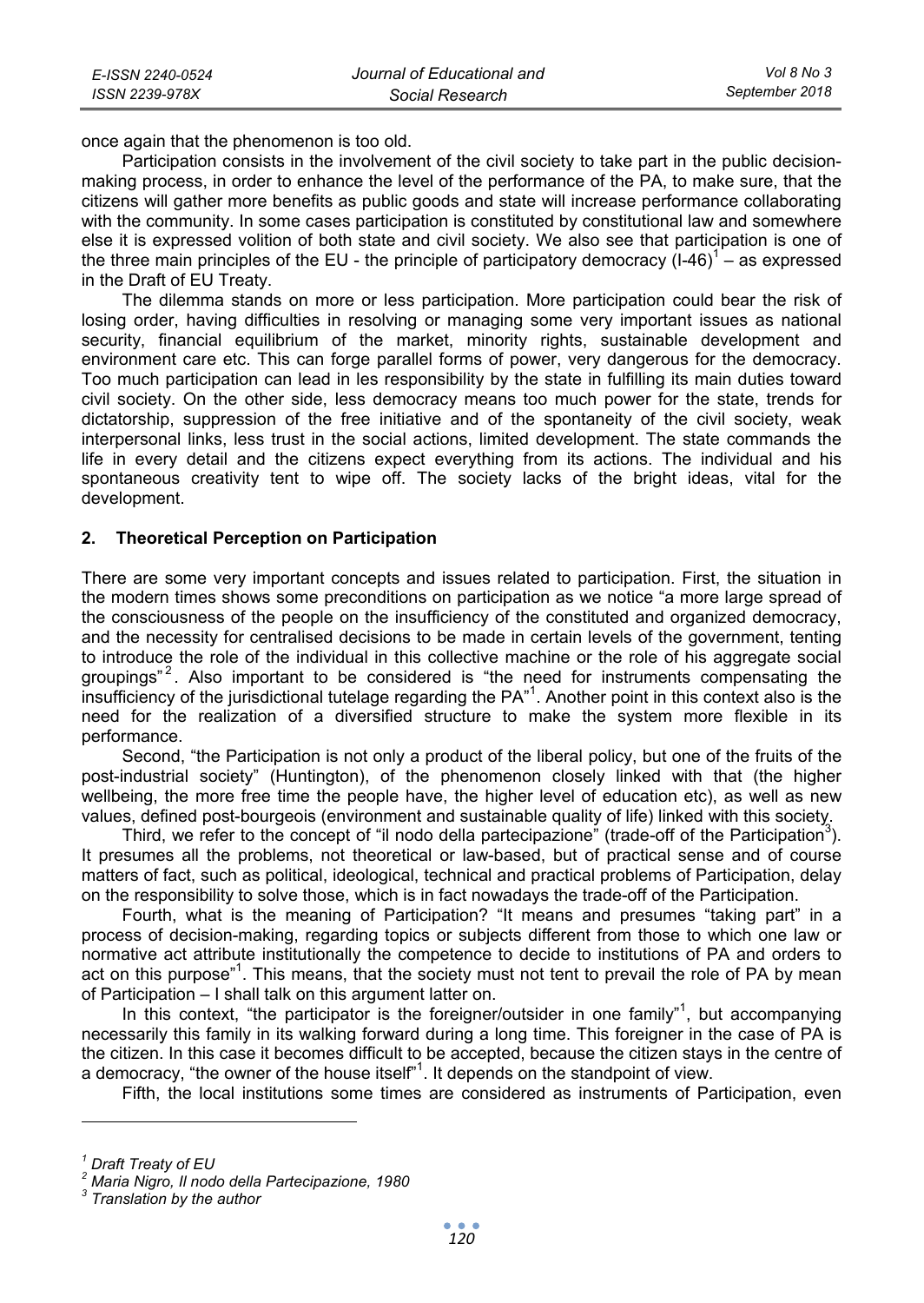once again that the phenomenon is too old.

Participation consists in the involvement of the civil society to take part in the public decision-making process, in order to enhance the level of the performance of the PA, to make sure, that the citizens will gather more benefits as public goods and state will increase performance collaborating with the community. In some cases participation is constituted by constitutional law and somewhere else it is expressed volition of both state and civil society. We also see that participation is one of the three main principles of the EU - the principle of participatory democracy (I-46)[1] – as expressed in the Draft of EU Treaty.

The dilemma stands on more or less participation. More participation could bear the risk of losing order, having difficulties in resolving or managing some very important issues as national security, financial equilibrium of the market, minority rights, sustainable development and environment care etc. This can forge parallel forms of power, very dangerous for the democracy. Too much participation can lead in les responsibility by the state in fulfilling its main duties toward civil society. On the other side, less democracy means too much power for the state, trends for dictatorship, suppression of the free initiative and of the spontaneity of the civil society, weak interpersonal links, less trust in the social actions, limited development. The state commands the life in every detail and the citizens expect everything from its actions. The individual and his spontaneous creativity tent to wipe off. The society lacks of the bright ideas, vital for the development.

## 2. Theoretical Perception on Participation

There are some very important concepts and issues related to participation. First, the situation in the modern times shows some preconditions on participation as we notice "a more large spread of the consciousness of the people on the insufficiency of the constituted and organized democracy, and the necessity for centralised decisions to be made in certain levels of the government, tenting to introduce the role of the individual in this collective machine or the role of his aggregate social groupings"[2]. Also important to be considered is "the need for instruments compensating the insufficiency of the jurisdictional tutelage regarding the PA"[1]. Another point in this context also is the need for the realization of a diversified structure to make the system more flexible in its performance.

Second, "the Participation is not only a product of the liberal policy, but one of the fruits of the post-industrial society" (Huntington), of the phenomenon closely linked with that (the higher wellbeing, the more free time the people have, the higher level of education etc), as well as new values, defined post-bourgeois (environment and sustainable quality of life) linked with this society.

Third, we refer to the concept of "il nodo della partecipazione" (trade-off of the Participation[3]). It presumes all the problems, not theoretical or law-based, but of practical sense and of course matters of fact, such as political, ideological, technical and practical problems of Participation, delay on the responsibility to solve those, which is in fact nowadays the trade-off of the Participation.

Fourth, what is the meaning of Participation? "It means and presumes "taking part" in a process of decision-making, regarding topics or subjects different from those to which one law or normative act attribute institutionally the competence to decide to institutions of PA and orders to act on this purpose"[1]. This means, that the society must not tent to prevail the role of PA by mean of Participation – I shall talk on this argument latter on.

In this context, "the participator is the foreigner/outsider in one family"[1], but accompanying necessarily this family in its walking forward during a long time. This foreigner in the case of PA is the citizen. In this case it becomes difficult to be accepted, because the citizen stays in the centre of a democracy, "the owner of the house itself"[1]. It depends on the standpoint of view.

Fifth, the local institutions some times are considered as instruments of Participation, even

---

*[1] Draft Treaty of EU*

*[2] Maria Nigro, Il nodo della Partecipazione, 1980*

*[3] Translation by the author*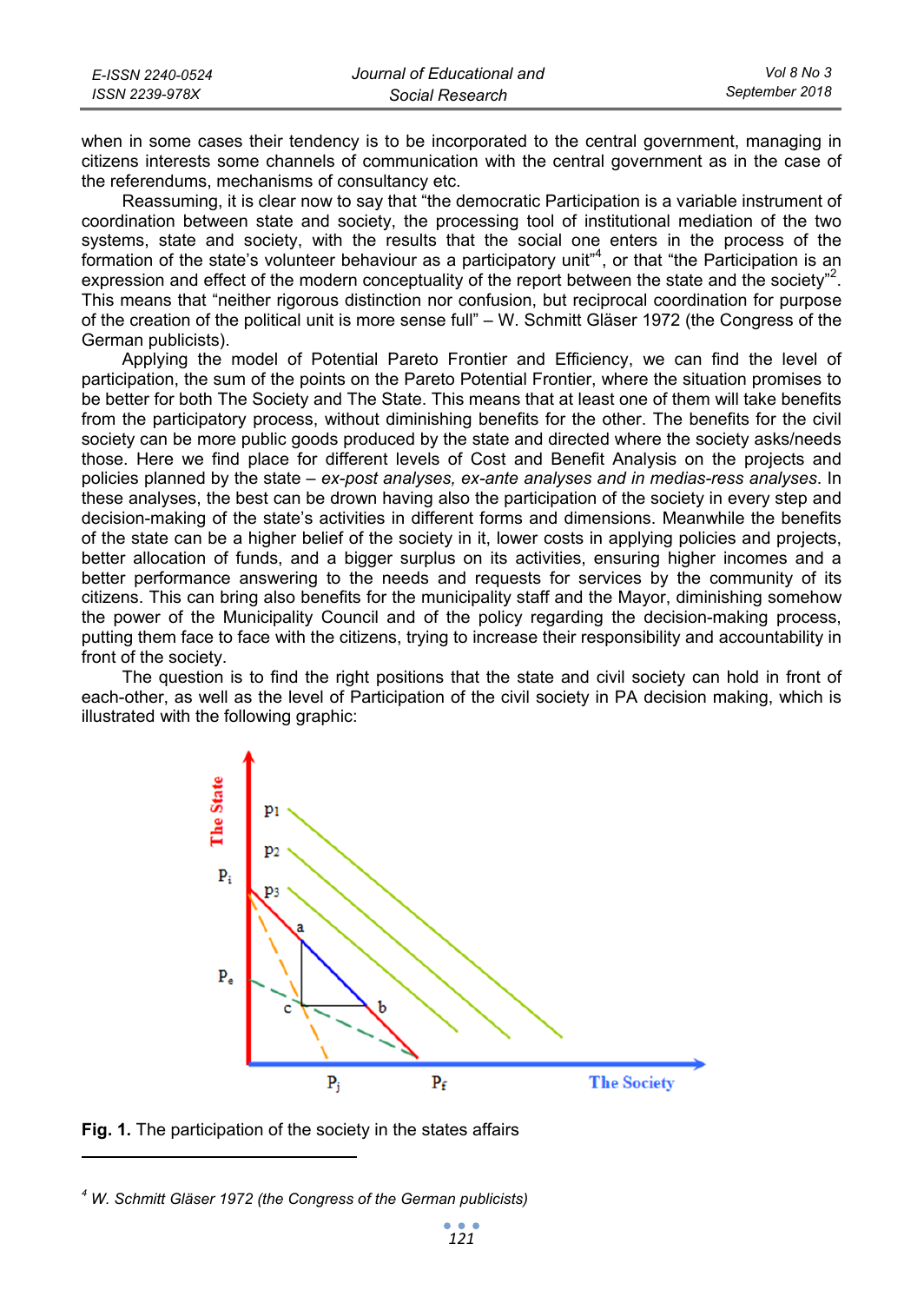when in some cases their tendency is to be incorporated to the central government, managing in citizens interests some channels of communication with the central government as in the case of the referendums, mechanisms of consultancy etc.

Reassuming, it is clear now to say that "the democratic Participation is a variable instrument of coordination between state and society, the processing tool of institutional mediation of the two systems, state and society, with the results that the social one enters in the process of the formation of the state's volunteer behaviour as a participatory unit"[4], or that "the Participation is an expression and effect of the modern conceptuality of the report between the state and the society"[2]. This means that "neither rigorous distinction nor confusion, but reciprocal coordination for purpose of the creation of the political unit is more sense full" – W. Schmitt Gläser 1972 (the Congress of the German publicists).

Applying the model of Potential Pareto Frontier and Efficiency, we can find the level of participation, the sum of the points on the Pareto Potential Frontier, where the situation promises to be better for both The Society and The State. This means that at least one of them will take benefits from the participatory process, without diminishing benefits for the other. The benefits for the civil society can be more public goods produced by the state and directed where the society asks/needs those. Here we find place for different levels of Cost and Benefit Analysis on the projects and policies planned by the state – *ex-post analyses, ex-ante analyses and in medias-ress analyses*. In these analyses, the best can be drown having also the participation of the society in every step and decision-making of the state's activities in different forms and dimensions. Meanwhile the benefits of the state can be a higher belief of the society in it, lower costs in applying policies and projects, better allocation of funds, and a bigger surplus on its activities, ensuring higher incomes and a better performance answering to the needs and requests for services by the community of its citizens. This can bring also benefits for the municipality staff and the Mayor, diminishing somehow the power of the Municipality Council and of the policy regarding the decision-making process, putting them face to face with the citizens, trying to increase their responsibility and accountability in front of the society.

The question is to find the right positions that the state and civil society can hold in front of each-other, as well as the level of Participation of the civil society in PA decision making, which is illustrated with the following graphic:

**Fig. 1.** The participation of the society in the states affairs

[4] *W. Schmitt Gläser 1972 (the Congress of the German publicists)*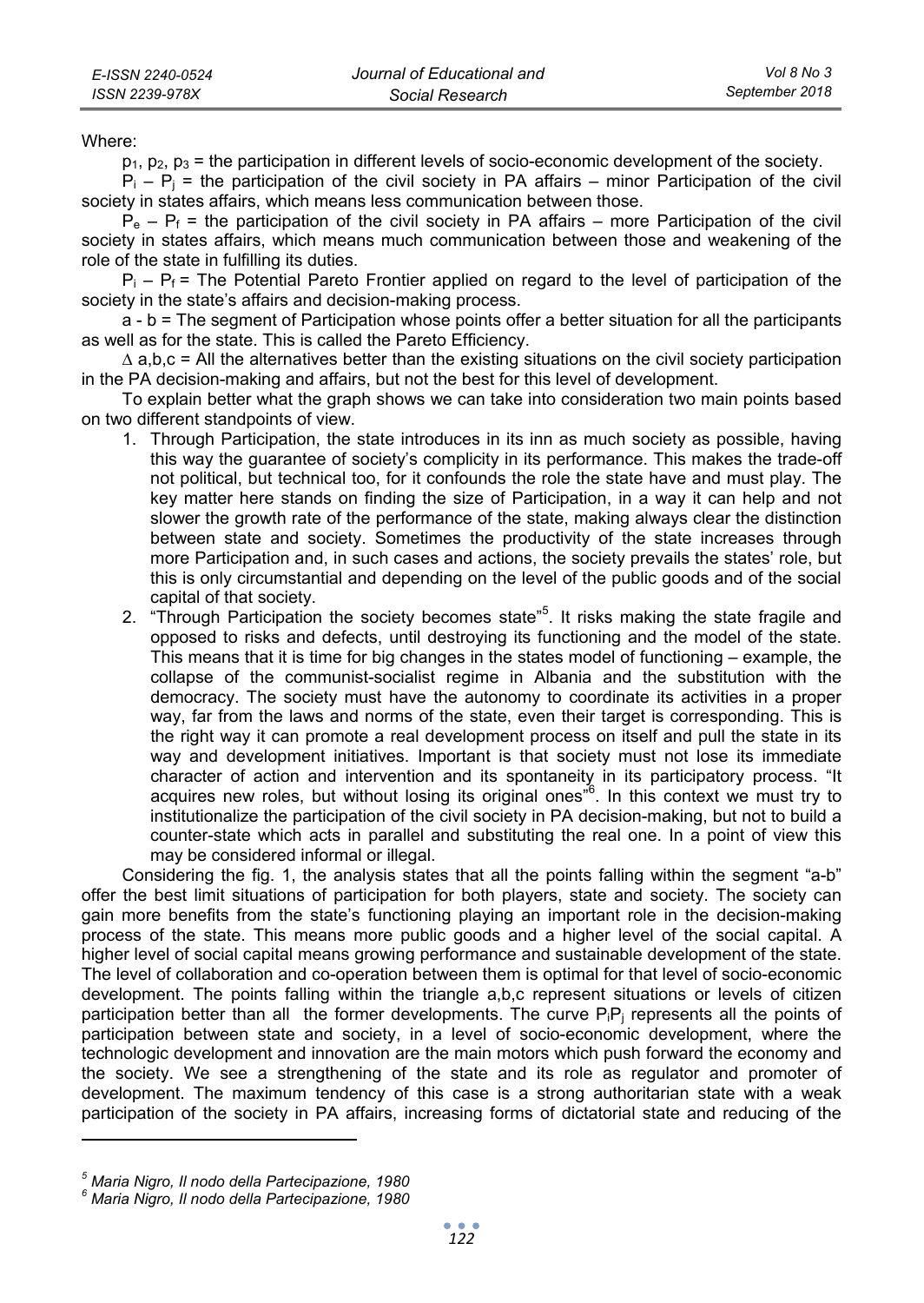Where:

$p_1$, $p_2$, $p_3$ = the participation in different levels of socio-economic development of the society.

$P_i - P_j$ = the participation of the civil society in PA affairs – minor Participation of the civil society in states affairs, which means less communication between those.

$P_e - P_f$ = the participation of the civil society in PA affairs – more Participation of the civil society in states affairs, which means much communication between those and weakening of the role of the state in fulfilling its duties.

$P_i - P_f$ = The Potential Pareto Frontier applied on regard to the level of participation of the society in the state's affairs and decision-making process.

a - b = The segment of Participation whose points offer a better situation for all the participants as well as for the state. This is called the Pareto Efficiency.

$\Delta$ a,b,c = All the alternatives better than the existing situations on the civil society participation in the PA decision-making and affairs, but not the best for this level of development.

To explain better what the graph shows we can take into consideration two main points based on two different standpoints of view.

1. Through Participation, the state introduces in its inn as much society as possible, having this way the guarantee of society's complicity in its performance. This makes the trade-off not political, but technical too, for it confounds the role the state have and must play. The key matter here stands on finding the size of Participation, in a way it can help and not slower the growth rate of the performance of the state, making always clear the distinction between state and society. Sometimes the productivity of the state increases through more Participation and, in such cases and actions, the society prevails the states' role, but this is only circumstantial and depending on the level of the public goods and of the social capital of that society.
2. "Through Participation the society becomes state"[5]. It risks making the state fragile and opposed to risks and defects, until destroying its functioning and the model of the state. This means that it is time for big changes in the states model of functioning – example, the collapse of the communist-socialist regime in Albania and the substitution with the democracy. The society must have the autonomy to coordinate its activities in a proper way, far from the laws and norms of the state, even their target is corresponding. This is the right way it can promote a real development process on itself and pull the state in its way and development initiatives. Important is that society must not lose its immediate character of action and intervention and its spontaneity in its participatory process. "It acquires new roles, but without losing its original ones"[6]. In this context we must try to institutionalize the participation of the civil society in PA decision-making, but not to build a counter-state which acts in parallel and substituting the real one. In a point of view this may be considered informal or illegal.

Considering the fig. 1, the analysis states that all the points falling within the segment "a-b" offer the best limit situations of participation for both players, state and society. The society can gain more benefits from the state's functioning playing an important role in the decision-making process of the state. This means more public goods and a higher level of the social capital. A higher level of social capital means growing performance and sustainable development of the state. The level of collaboration and co-operation between them is optimal for that level of socio-economic development. The points falling within the triangle a,b,c represent situations or levels of citizen participation better than all the former developments. The curve $P_iP_j$ represents all the points of participation between state and society, in a level of socio-economic development, where the technologic development and innovation are the main motors which push forward the economy and the society. We see a strengthening of the state and its role as regulator and promoter of development. The maximum tendency of this case is a strong authoritarian state with a weak participation of the society in PA affairs, increasing forms of dictatorial state and reducing of the

[5] *Maria Nigro, Il nodo della Partecipazione, 1980*

[6] *Maria Nigro, Il nodo della Partecipazione, 1980*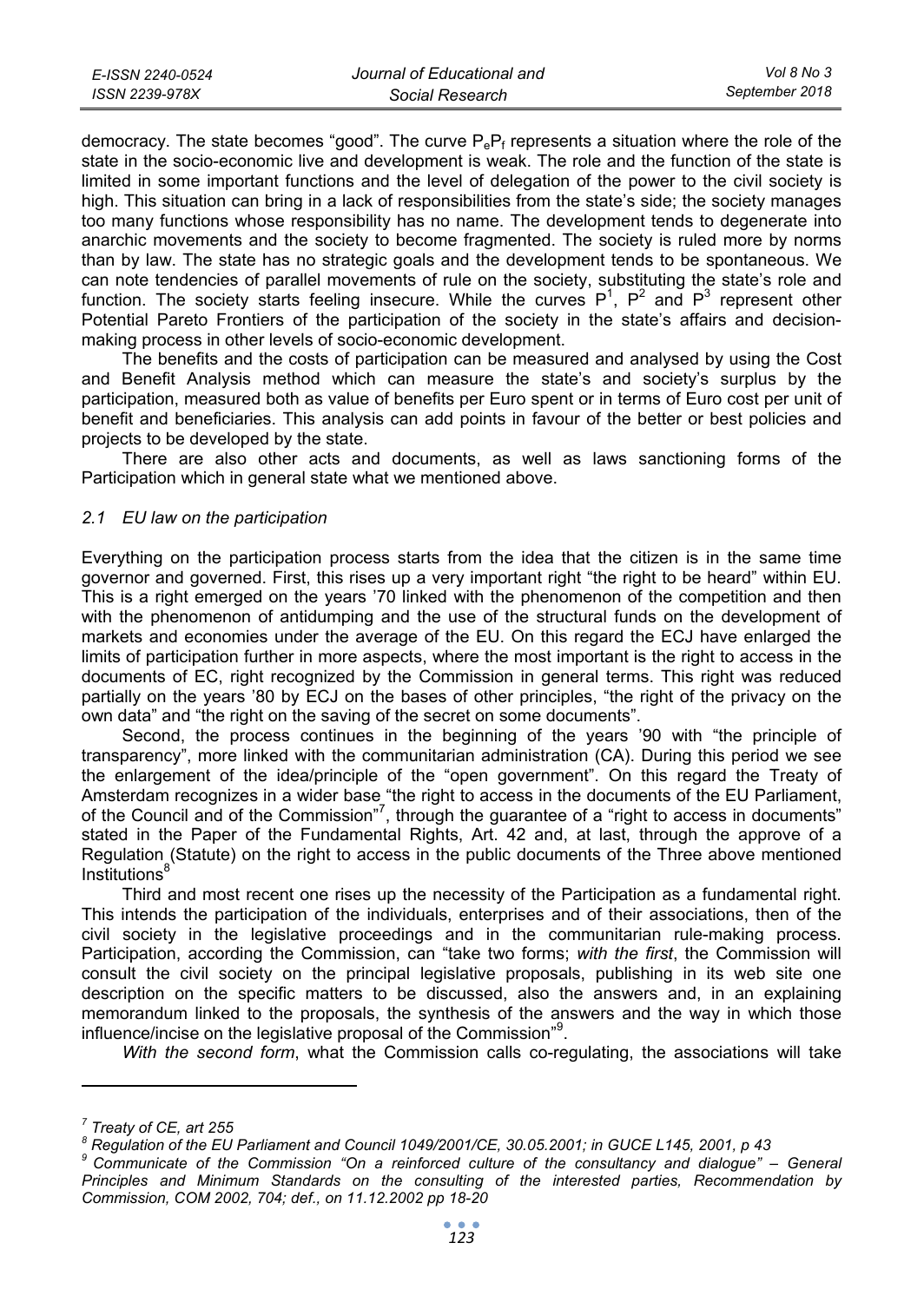democracy. The state becomes "good". The curve $P_eP_f$ represents a situation where the role of the state in the socio-economic live and development is weak. The role and the function of the state is limited in some important functions and the level of delegation of the power to the civil society is high. This situation can bring in a lack of responsibilities from the state's side; the society manages too many functions whose responsibility has no name. The development tends to degenerate into anarchic movements and the society to become fragmented. The society is ruled more by norms than by law. The state has no strategic goals and the development tends to be spontaneous. We can note tendencies of parallel movements of rule on the society, substituting the state's role and function. The society starts feeling insecure. While the curves $P^1$, $P^2$ and $P^3$ represent other Potential Pareto Frontiers of the participation of the society in the state's affairs and decision-making process in other levels of socio-economic development.

The benefits and the costs of participation can be measured and analysed by using the Cost and Benefit Analysis method which can measure the state's and society's surplus by the participation, measured both as value of benefits per Euro spent or in terms of Euro cost per unit of benefit and beneficiaries. This analysis can add points in favour of the better or best policies and projects to be developed by the state.

There are also other acts and documents, as well as laws sanctioning forms of the Participation which in general state what we mentioned above.

### *2.1 EU law on the participation*

Everything on the participation process starts from the idea that the citizen is in the same time governor and governed. First, this rises up a very important right "the right to be heard" within EU. This is a right emerged on the years '70 linked with the phenomenon of the competition and then with the phenomenon of antidumping and the use of the structural funds on the development of markets and economies under the average of the EU. On this regard the ECJ have enlarged the limits of participation further in more aspects, where the most important is the right to access in the documents of EC, right recognized by the Commission in general terms. This right was reduced partially on the years '80 by ECJ on the bases of other principles, "the right of the privacy on the own data" and "the right on the saving of the secret on some documents".

Second, the process continues in the beginning of the years '90 with "the principle of transparency", more linked with the communitarian administration (CA). During this period we see the enlargement of the idea/principle of the "open government". On this regard the Treaty of Amsterdam recognizes in a wider base "the right to access in the documents of the EU Parliament, of the Council and of the Commission"[7], through the guarantee of a "right to access in documents" stated in the Paper of the Fundamental Rights, Art. 42 and, at last, through the approve of a Regulation (Statute) on the right to access in the public documents of the Three above mentioned Institutions[8]

Third and most recent one rises up the necessity of the Participation as a fundamental right. This intends the participation of the individuals, enterprises and of their associations, then of the civil society in the legislative proceedings and in the communitarian rule-making process. Participation, according the Commission, can "take two forms; *with the first*, the Commission will consult the civil society on the principal legislative proposals, publishing in its web site one description on the specific matters to be discussed, also the answers and, in an explaining memorandum linked to the proposals, the synthesis of the answers and the way in which those influence/incise on the legislative proposal of the Commission"[9].

*With the second form*, what the Commission calls co-regulating, the associations will take

---

[7] *Treaty of CE, art 255*

[8] *Regulation of the EU Parliament and Council 1049/2001/CE, 30.05.2001; in GUCE L145, 2001, p 43*

[9] *Communicate of the Commission "On a reinforced culture of the consultancy and dialogue" – General Principles and Minimum Standards on the consulting of the interested parties, Recommendation by Commission, COM 2002, 704; def., on 11.12.2002 pp 18-20*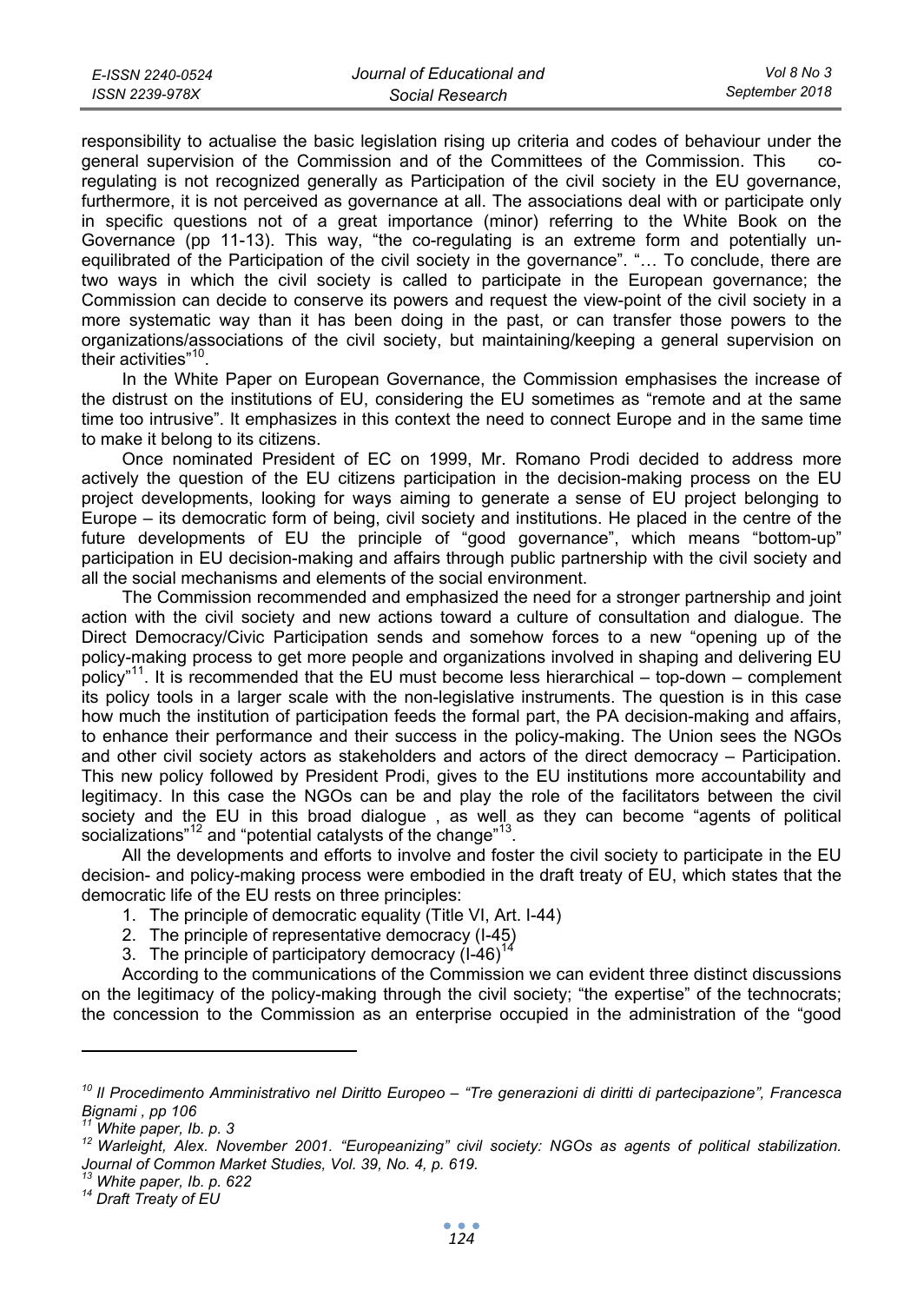responsibility to actualise the basic legislation rising up criteria and codes of behaviour under the general supervision of the Commission and of the Committees of the Commission. This co-regulating is not recognized generally as Participation of the civil society in the EU governance, furthermore, it is not perceived as governance at all. The associations deal with or participate only in specific questions not of a great importance (minor) referring to the White Book on the Governance (pp 11-13). This way, "the co-regulating is an extreme form and potentially un-equilibrated of the Participation of the civil society in the governance". "… To conclude, there are two ways in which the civil society is called to participate in the European governance; the Commission can decide to conserve its powers and request the view-point of the civil society in a more systematic way than it has been doing in the past, or can transfer those powers to the organizations/associations of the civil society, but maintaining/keeping a general supervision on their activities"[10].

In the White Paper on European Governance, the Commission emphasises the increase of the distrust on the institutions of EU, considering the EU sometimes as "remote and at the same time too intrusive". It emphasizes in this context the need to connect Europe and in the same time to make it belong to its citizens.

Once nominated President of EC on 1999, Mr. Romano Prodi decided to address more actively the question of the EU citizens participation in the decision-making process on the EU project developments, looking for ways aiming to generate a sense of EU project belonging to Europe – its democratic form of being, civil society and institutions. He placed in the centre of the future developments of EU the principle of "good governance", which means "bottom-up" participation in EU decision-making and affairs through public partnership with the civil society and all the social mechanisms and elements of the social environment.

The Commission recommended and emphasized the need for a stronger partnership and joint action with the civil society and new actions toward a culture of consultation and dialogue. The Direct Democracy/Civic Participation sends and somehow forces to a new "opening up of the policy-making process to get more people and organizations involved in shaping and delivering EU policy"[11]. It is recommended that the EU must become less hierarchical – top-down – complement its policy tools in a larger scale with the non-legislative instruments. The question is in this case how much the institution of participation feeds the formal part, the PA decision-making and affairs, to enhance their performance and their success in the policy-making. The Union sees the NGOs and other civil society actors as stakeholders and actors of the direct democracy – Participation. This new policy followed by President Prodi, gives to the EU institutions more accountability and legitimacy. In this case the NGOs can be and play the role of the facilitators between the civil society and the EU in this broad dialogue , as well as they can become "agents of political socializations"[12] and "potential catalysts of the change"[13].

All the developments and efforts to involve and foster the civil society to participate in the EU decision- and policy-making process were embodied in the draft treaty of EU, which states that the democratic life of the EU rests on three principles:

1. The principle of democratic equality (Title VI, Art. I-44)
2. The principle of representative democracy (I-45)
3. The principle of participatory democracy (I-46)[14]

According to the communications of the Commission we can evident three distinct discussions on the legitimacy of the policy-making through the civil society; "the expertise" of the technocrats; the concession to the Commission as an enterprise occupied in the administration of the "good

---

[10] *Il Procedimento Amministrativo nel Diritto Europeo – "Tre generazioni di diritti di partecipazione", Francesca Bignami , pp 106*

[11] *White paper, Ib. p. 3*

[12] *Warleight, Alex. November 2001. "Europeanizing" civil society: NGOs as agents of political stabilization. Journal of Common Market Studies, Vol. 39, No. 4, p. 619.*

[13] *White paper, Ib. p. 622*

[14] *Draft Treaty of EU*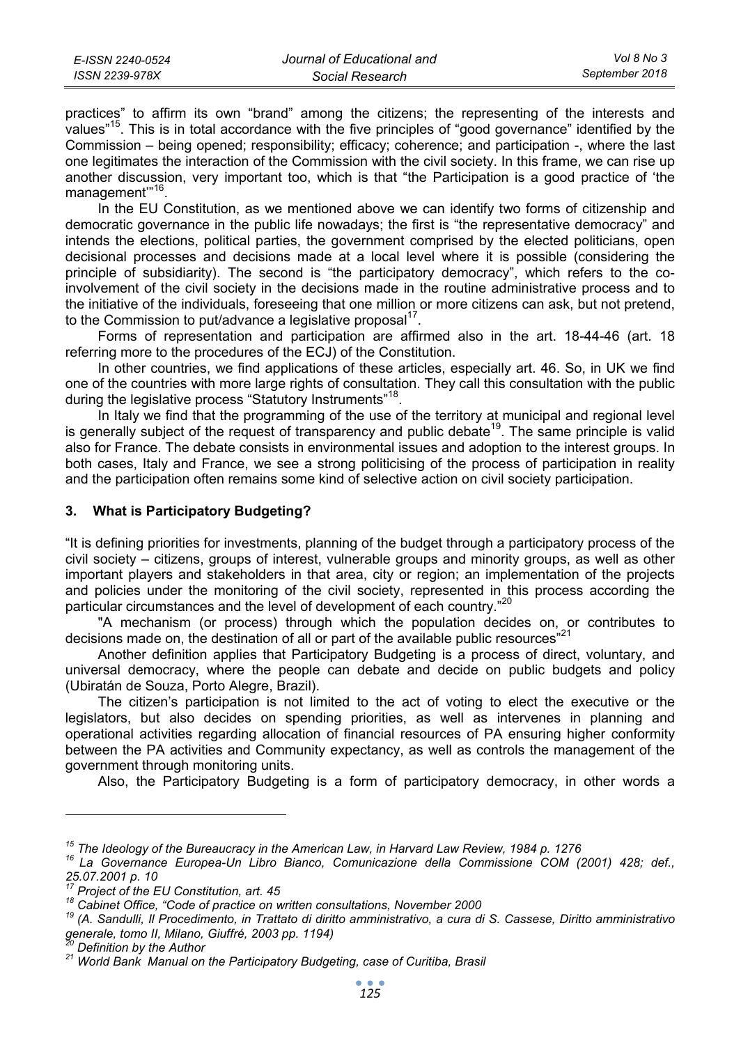practices" to affirm its own "brand" among the citizens; the representing of the interests and values"[15]. This is in total accordance with the five principles of "good governance" identified by the Commission – being opened; responsibility; efficacy; coherence; and participation -, where the last one legitimates the interaction of the Commission with the civil society. In this frame, we can rise up another discussion, very important too, which is that "the Participation is a good practice of 'the management'"[16].

In the EU Constitution, as we mentioned above we can identify two forms of citizenship and democratic governance in the public life nowadays; the first is "the representative democracy" and intends the elections, political parties, the government comprised by the elected politicians, open decisional processes and decisions made at a local level where it is possible (considering the principle of subsidiarity). The second is "the participatory democracy", which refers to the co-involvement of the civil society in the decisions made in the routine administrative process and to the initiative of the individuals, foreseeing that one million or more citizens can ask, but not pretend, to the Commission to put/advance a legislative proposal[17].

Forms of representation and participation are affirmed also in the art. 18-44-46 (art. 18 referring more to the procedures of the ECJ) of the Constitution.

In other countries, we find applications of these articles, especially art. 46. So, in UK we find one of the countries with more large rights of consultation. They call this consultation with the public during the legislative process "Statutory Instruments"[18].

In Italy we find that the programming of the use of the territory at municipal and regional level is generally subject of the request of transparency and public debate[19]. The same principle is valid also for France. The debate consists in environmental issues and adoption to the interest groups. In both cases, Italy and France, we see a strong politicising of the process of participation in reality and the participation often remains some kind of selective action on civil society participation.

## 3. What is Participatory Budgeting?

"It is defining priorities for investments, planning of the budget through a participatory process of the civil society – citizens, groups of interest, vulnerable groups and minority groups, as well as other important players and stakeholders in that area, city or region; an implementation of the projects and policies under the monitoring of the civil society, represented in this process according the particular circumstances and the level of development of each country."[20]

"A mechanism (or process) through which the population decides on, or contributes to decisions made on, the destination of all or part of the available public resources"[21]

Another definition applies that Participatory Budgeting is a process of direct, voluntary, and universal democracy, where the people can debate and decide on public budgets and policy (Ubiratán de Souza, Porto Alegre, Brazil).

The citizen's participation is not limited to the act of voting to elect the executive or the legislators, but also decides on spending priorities, as well as intervenes in planning and operational activities regarding allocation of financial resources of PA ensuring higher conformity between the PA activities and Community expectancy, as well as controls the management of the government through monitoring units.

Also, the Participatory Budgeting is a form of participatory democracy, in other words a

---

[15] *The Ideology of the Bureaucracy in the American Law, in Harvard Law Review, 1984 p. 1276*

[16] *La Governance Europea-Un Libro Bianco, Comunicazione della Commissione COM (2001) 428; def., 25.07.2001 p. 10*

[17] *Project of the EU Constitution, art. 45*

[18] *Cabinet Office, "Code of practice on written consultations, November 2000*

[19] *(A. Sandulli, Il Procedimento, in Trattato di diritto amministrativo, a cura di S. Cassese, Diritto amministrativo generale, tomo II, Milano, Giuffré, 2003 pp. 1194)*

[20] *Definition by the Author*

[21] *World Bank Manual on the Participatory Budgeting, case of Curitiba, Brasil*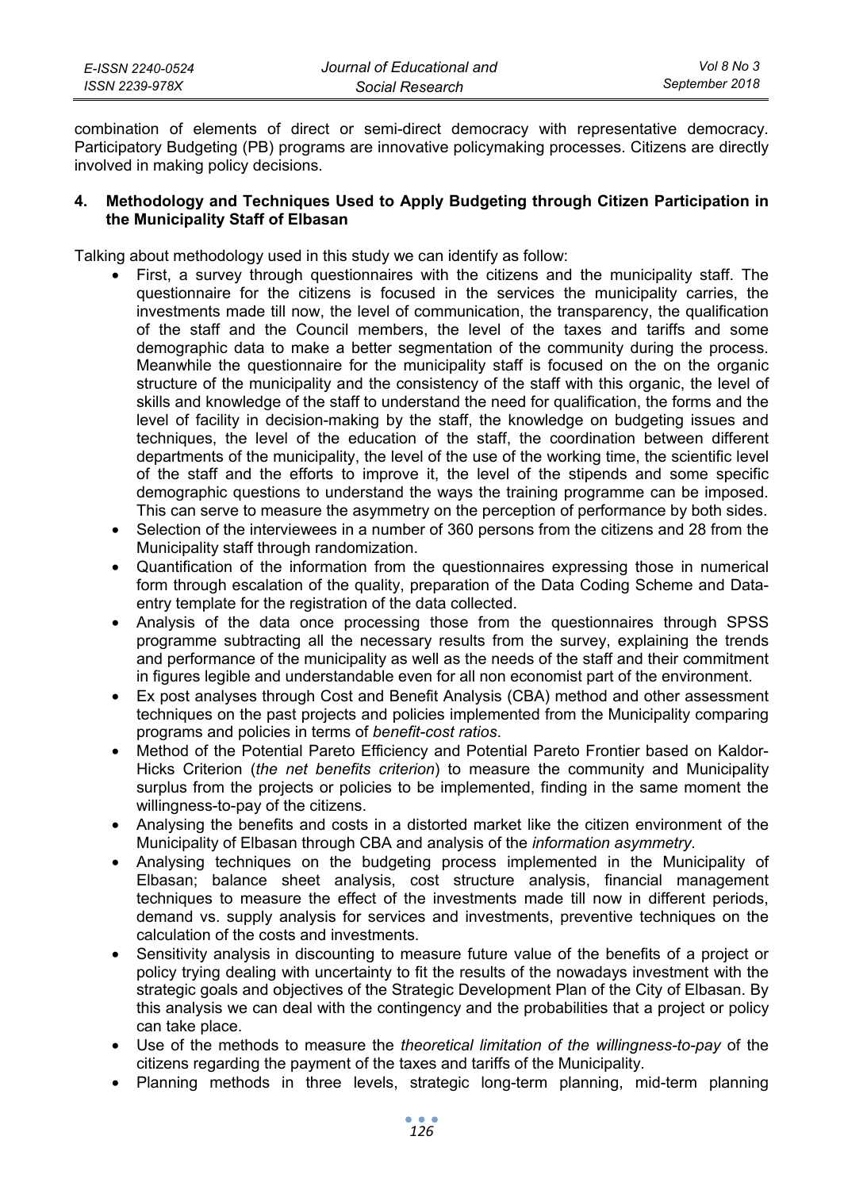combination of elements of direct or semi-direct democracy with representative democracy. Participatory Budgeting (PB) programs are innovative policymaking processes. Citizens are directly involved in making policy decisions.

## 4. Methodology and Techniques Used to Apply Budgeting through Citizen Participation in the Municipality Staff of Elbasan

Talking about methodology used in this study we can identify as follow:

- First, a survey through questionnaires with the citizens and the municipality staff. The questionnaire for the citizens is focused in the services the municipality carries, the investments made till now, the level of communication, the transparency, the qualification of the staff and the Council members, the level of the taxes and tariffs and some demographic data to make a better segmentation of the community during the process. Meanwhile the questionnaire for the municipality staff is focused on the on the organic structure of the municipality and the consistency of the staff with this organic, the level of skills and knowledge of the staff to understand the need for qualification, the forms and the level of facility in decision-making by the staff, the knowledge on budgeting issues and techniques, the level of the education of the staff, the coordination between different departments of the municipality, the level of the use of the working time, the scientific level of the staff and the efforts to improve it, the level of the stipends and some specific demographic questions to understand the ways the training programme can be imposed. This can serve to measure the asymmetry on the perception of performance by both sides.
- Selection of the interviewees in a number of 360 persons from the citizens and 28 from the Municipality staff through randomization.
- Quantification of the information from the questionnaires expressing those in numerical form through escalation of the quality, preparation of the Data Coding Scheme and Data-entry template for the registration of the data collected.
- Analysis of the data once processing those from the questionnaires through SPSS programme subtracting all the necessary results from the survey, explaining the trends and performance of the municipality as well as the needs of the staff and their commitment in figures legible and understandable even for all non economist part of the environment.
- Ex post analyses through Cost and Benefit Analysis (CBA) method and other assessment techniques on the past projects and policies implemented from the Municipality comparing programs and policies in terms of *benefit-cost ratios*.
- Method of the Potential Pareto Efficiency and Potential Pareto Frontier based on Kaldor-Hicks Criterion (*the net benefits criterion*) to measure the community and Municipality surplus from the projects or policies to be implemented, finding in the same moment the willingness-to-pay of the citizens.
- Analysing the benefits and costs in a distorted market like the citizen environment of the Municipality of Elbasan through CBA and analysis of the *information asymmetry*.
- Analysing techniques on the budgeting process implemented in the Municipality of Elbasan; balance sheet analysis, cost structure analysis, financial management techniques to measure the effect of the investments made till now in different periods, demand vs. supply analysis for services and investments, preventive techniques on the calculation of the costs and investments.
- Sensitivity analysis in discounting to measure future value of the benefits of a project or policy trying dealing with uncertainty to fit the results of the nowadays investment with the strategic goals and objectives of the Strategic Development Plan of the City of Elbasan. By this analysis we can deal with the contingency and the probabilities that a project or policy can take place.
- Use of the methods to measure the *theoretical limitation of the willingness-to-pay* of the citizens regarding the payment of the taxes and tariffs of the Municipality.
- Planning methods in three levels, strategic long-term planning, mid-term planning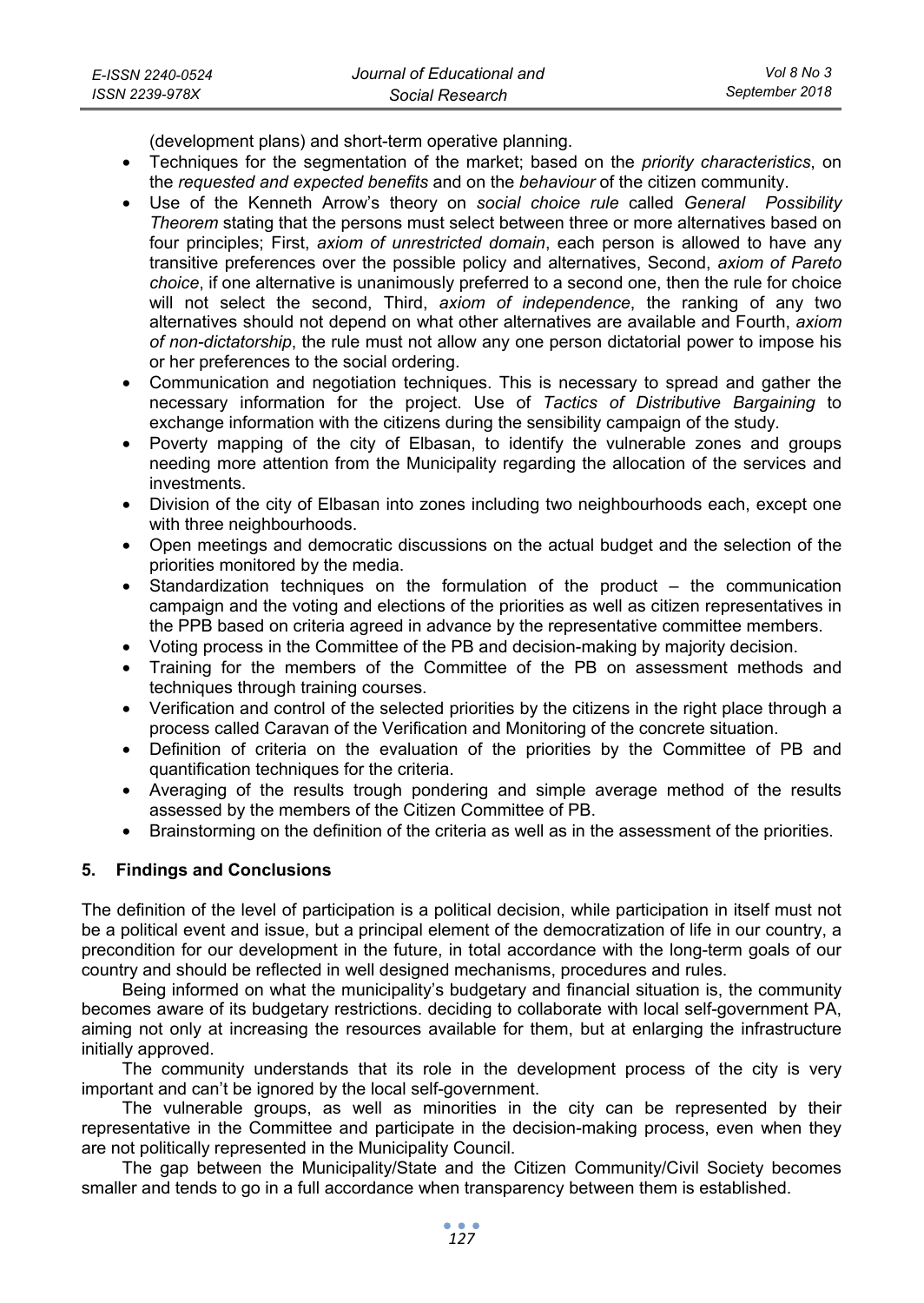(development plans) and short-term operative planning.

- Techniques for the segmentation of the market; based on the *priority characteristics*, on the *requested and expected benefits* and on the *behaviour* of the citizen community.
- Use of the Kenneth Arrow's theory on *social choice rule* called *General Possibility Theorem* stating that the persons must select between three or more alternatives based on four principles; First, *axiom of unrestricted domain*, each person is allowed to have any transitive preferences over the possible policy and alternatives, Second, *axiom of Pareto choice*, if one alternative is unanimously preferred to a second one, then the rule for choice will not select the second, Third, *axiom of independence*, the ranking of any two alternatives should not depend on what other alternatives are available and Fourth, *axiom of non-dictatorship*, the rule must not allow any one person dictatorial power to impose his or her preferences to the social ordering.
- Communication and negotiation techniques. This is necessary to spread and gather the necessary information for the project. Use of *Tactics of Distributive Bargaining* to exchange information with the citizens during the sensibility campaign of the study.
- Poverty mapping of the city of Elbasan, to identify the vulnerable zones and groups needing more attention from the Municipality regarding the allocation of the services and investments.
- Division of the city of Elbasan into zones including two neighbourhoods each, except one with three neighbourhoods.
- Open meetings and democratic discussions on the actual budget and the selection of the priorities monitored by the media.
- Standardization techniques on the formulation of the product – the communication campaign and the voting and elections of the priorities as well as citizen representatives in the PPB based on criteria agreed in advance by the representative committee members.
- Voting process in the Committee of the PB and decision-making by majority decision.
- Training for the members of the Committee of the PB on assessment methods and techniques through training courses.
- Verification and control of the selected priorities by the citizens in the right place through a process called Caravan of the Verification and Monitoring of the concrete situation.
- Definition of criteria on the evaluation of the priorities by the Committee of PB and quantification techniques for the criteria.
- Averaging of the results trough pondering and simple average method of the results assessed by the members of the Citizen Committee of PB.
- Brainstorming on the definition of the criteria as well as in the assessment of the priorities.

## 5. Findings and Conclusions

The definition of the level of participation is a political decision, while participation in itself must not be a political event and issue, but a principal element of the democratization of life in our country, a precondition for our development in the future, in total accordance with the long-term goals of our country and should be reflected in well designed mechanisms, procedures and rules.

Being informed on what the municipality's budgetary and financial situation is, the community becomes aware of its budgetary restrictions. deciding to collaborate with local self-government PA, aiming not only at increasing the resources available for them, but at enlarging the infrastructure initially approved.

The community understands that its role in the development process of the city is very important and can't be ignored by the local self-government.

The vulnerable groups, as well as minorities in the city can be represented by their representative in the Committee and participate in the decision-making process, even when they are not politically represented in the Municipality Council.

The gap between the Municipality/State and the Citizen Community/Civil Society becomes smaller and tends to go in a full accordance when transparency between them is established.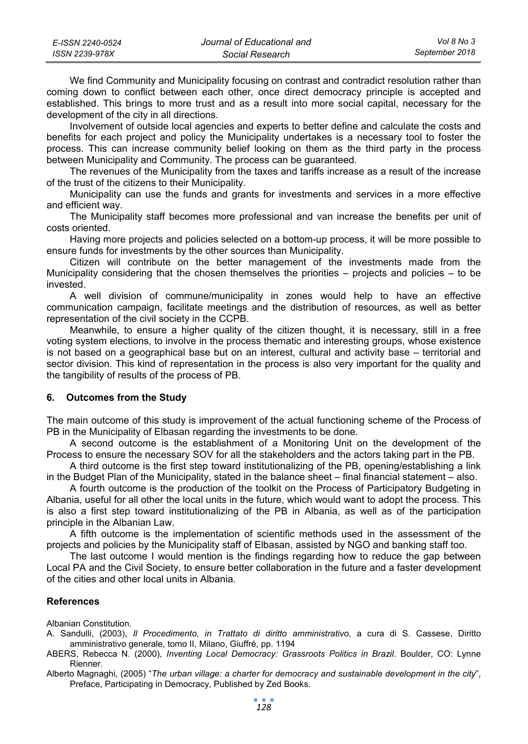We find Community and Municipality focusing on contrast and contradict resolution rather than coming down to conflict between each other, once direct democracy principle is accepted and established. This brings to more trust and as a result into more social capital, necessary for the development of the city in all directions.

Involvement of outside local agencies and experts to better define and calculate the costs and benefits for each project and policy the Municipality undertakes is a necessary tool to foster the process. This can increase community belief looking on them as the third party in the process between Municipality and Community. The process can be guaranteed.

The revenues of the Municipality from the taxes and tariffs increase as a result of the increase of the trust of the citizens to their Municipality.

Municipality can use the funds and grants for investments and services in a more effective and efficient way.

The Municipality staff becomes more professional and van increase the benefits per unit of costs oriented.

Having more projects and policies selected on a bottom-up process, it will be more possible to ensure funds for investments by the other sources than Municipality.

Citizen will contribute on the better management of the investments made from the Municipality considering that the chosen themselves the priorities – projects and policies – to be invested.

A well division of commune/municipality in zones would help to have an effective communication campaign, facilitate meetings and the distribution of resources, as well as better representation of the civil society in the CCPB.

Meanwhile, to ensure a higher quality of the citizen thought, it is necessary, still in a free voting system elections, to involve in the process thematic and interesting groups, whose existence is not based on a geographical base but on an interest, cultural and activity base – territorial and sector division. This kind of representation in the process is also very important for the quality and the tangibility of results of the process of PB.

## 6. Outcomes from the Study

The main outcome of this study is improvement of the actual functioning scheme of the Process of PB in the Municipality of Elbasan regarding the investments to be done.

A second outcome is the establishment of a Monitoring Unit on the development of the Process to ensure the necessary SOV for all the stakeholders and the actors taking part in the PB.

A third outcome is the first step toward institutionalizing of the PB, opening/establishing a link in the Budget Plan of the Municipality, stated in the balance sheet – final financial statement – also.

A fourth outcome is the production of the toolkit on the Process of Participatory Budgeting in Albania, useful for all other the local units in the future, which would want to adopt the process. This is also a first step toward institutionalizing of the PB in Albania, as well as of the participation principle in the Albanian Law.

A fifth outcome is the implementation of scientific methods used in the assessment of the projects and policies by the Municipality staff of Elbasan, assisted by NGO and banking staff too.

The last outcome I would mention is the findings regarding how to reduce the gap between Local PA and the Civil Society, to ensure better collaboration in the future and a faster development of the cities and other local units in Albania.

## References

Albanian Constitution.

A. Sandulli, (2003), *Il Procedimento, in Trattato di diritto amministrativo*, a cura di S. Cassese, Diritto amministrativo generale, tomo II, Milano, Giuffré, pp. 1194

ABERS, Rebecca N. (2000), *Inventing Local Democracy: Grassroots Politics in Brazil*. Boulder, CO: Lynne Rienner.

Alberto Magnaghi, (2005) "*The urban village: a charter for democracy and sustainable development in the city*", Preface, Participating in Democracy, Published by Zed Books.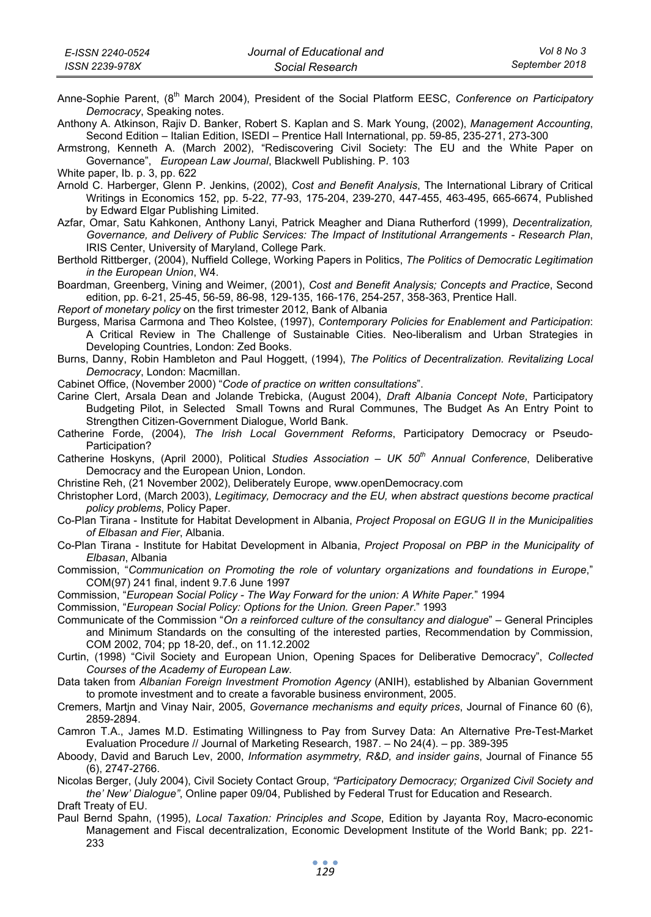Anne-Sophie Parent, (8th March 2004), President of the Social Platform EESC, *Conference on Participatory Democracy*, Speaking notes.

Anthony A. Atkinson, Rajiv D. Banker, Robert S. Kaplan and S. Mark Young, (2002), *Management Accounting*, Second Edition – Italian Edition, ISEDI – Prentice Hall International, pp. 59-85, 235-271, 273-300

Armstrong, Kenneth A. (March 2002), "Rediscovering Civil Society: The EU and the White Paper on Governance", *European Law Journal*, Blackwell Publishing. P. 103

White paper, Ib. p. 3, pp. 622

Arnold C. Harberger, Glenn P. Jenkins, (2002), *Cost and Benefit Analysis*, The International Library of Critical Writings in Economics 152, pp. 5-22, 77-93, 175-204, 239-270, 447-455, 463-495, 665-6674, Published by Edward Elgar Publishing Limited.

Azfar, Omar, Satu Kahkonen, Anthony Lanyi, Patrick Meagher and Diana Rutherford (1999), *Decentralization, Governance, and Delivery of Public Services: The Impact of Institutional Arrangements - Research Plan*, IRIS Center, University of Maryland, College Park.

Berthold Rittberger, (2004), Nuffield College, Working Papers in Politics, *The Politics of Democratic Legitimation in the European Union*, W4.

Boardman, Greenberg, Vining and Weimer, (2001), *Cost and Benefit Analysis; Concepts and Practice*, Second edition, pp. 6-21, 25-45, 56-59, 86-98, 129-135, 166-176, 254-257, 358-363, Prentice Hall.

*Report of monetary policy* on the first trimester 2012, Bank of Albania

Burgess, Marisa Carmona and Theo Kolstee, (1997), *Contemporary Policies for Enablement and Participation*: A Critical Review in The Challenge of Sustainable Cities. Neo-liberalism and Urban Strategies in Developing Countries, London: Zed Books.

Burns, Danny, Robin Hambleton and Paul Hoggett, (1994), *The Politics of Decentralization. Revitalizing Local Democracy*, London: Macmillan.

Cabinet Office, (November 2000) "*Code of practice on written consultations*".

Carine Clert, Arsala Dean and Jolande Trebicka, (August 2004), *Draft Albania Concept Note*, Participatory Budgeting Pilot, in Selected Small Towns and Rural Communes, The Budget As An Entry Point to Strengthen Citizen-Government Dialogue, World Bank.

Catherine Forde, (2004), *The Irish Local Government Reforms*, Participatory Democracy or Pseudo-Participation?

Catherine Hoskyns, (April 2000), Political *Studies Association – UK 50th Annual Conference*, Deliberative Democracy and the European Union, London.

Christine Reh, (21 November 2002), Deliberately Europe, www.openDemocracy.com

Christopher Lord, (March 2003), *Legitimacy, Democracy and the EU, when abstract questions become practical policy problems*, Policy Paper.

Co-Plan Tirana - Institute for Habitat Development in Albania, *Project Proposal on EGUG II in the Municipalities of Elbasan and Fier*, Albania.

Co-Plan Tirana - Institute for Habitat Development in Albania, *Project Proposal on PBP in the Municipality of Elbasan*, Albania

Commission, "*Communication on Promoting the role of voluntary organizations and foundations in Europe*," COM(97) 241 final, indent 9.7.6 June 1997

Commission, "*European Social Policy - The Way Forward for the union: A White Paper.*" 1994

Commission, "*European Social Policy: Options for the Union. Green Paper*." 1993

Communicate of the Commission "*On a reinforced culture of the consultancy and dialogue*" – General Principles and Minimum Standards on the consulting of the interested parties, Recommendation by Commission, COM 2002, 704; pp 18-20, def., on 11.12.2002

Curtin, (1998) "Civil Society and European Union, Opening Spaces for Deliberative Democracy", *Collected Courses of the Academy of European Law.*

Data taken from *Albanian Foreign Investment Promotion Agency* (ANIH), established by Albanian Government to promote investment and to create a favorable business environment, 2005.

Cremers, Martjn and Vinay Nair, 2005, *Governance mechanisms and equity prices*, Journal of Finance 60 (6), 2859-2894.

Camron T.A., James M.D. Estimating Willingness to Pay from Survey Data: An Alternative Pre-Test-Market Evaluation Procedure // Journal of Marketing Research, 1987. – No 24(4). – pp. 389-395

Aboody, David and Baruch Lev, 2000, *Information asymmetry, R&D, and insider gains*, Journal of Finance 55 (6), 2747-2766.

Nicolas Berger, (July 2004), Civil Society Contact Group, *"Participatory Democracy; Organized Civil Society and the' New' Dialogue"*, Online paper 09/04, Published by Federal Trust for Education and Research.

Draft Treaty of EU.

Paul Bernd Spahn, (1995), *Local Taxation: Principles and Scope*, Edition by Jayanta Roy, Macro-economic Management and Fiscal decentralization, Economic Development Institute of the World Bank; pp. 221-233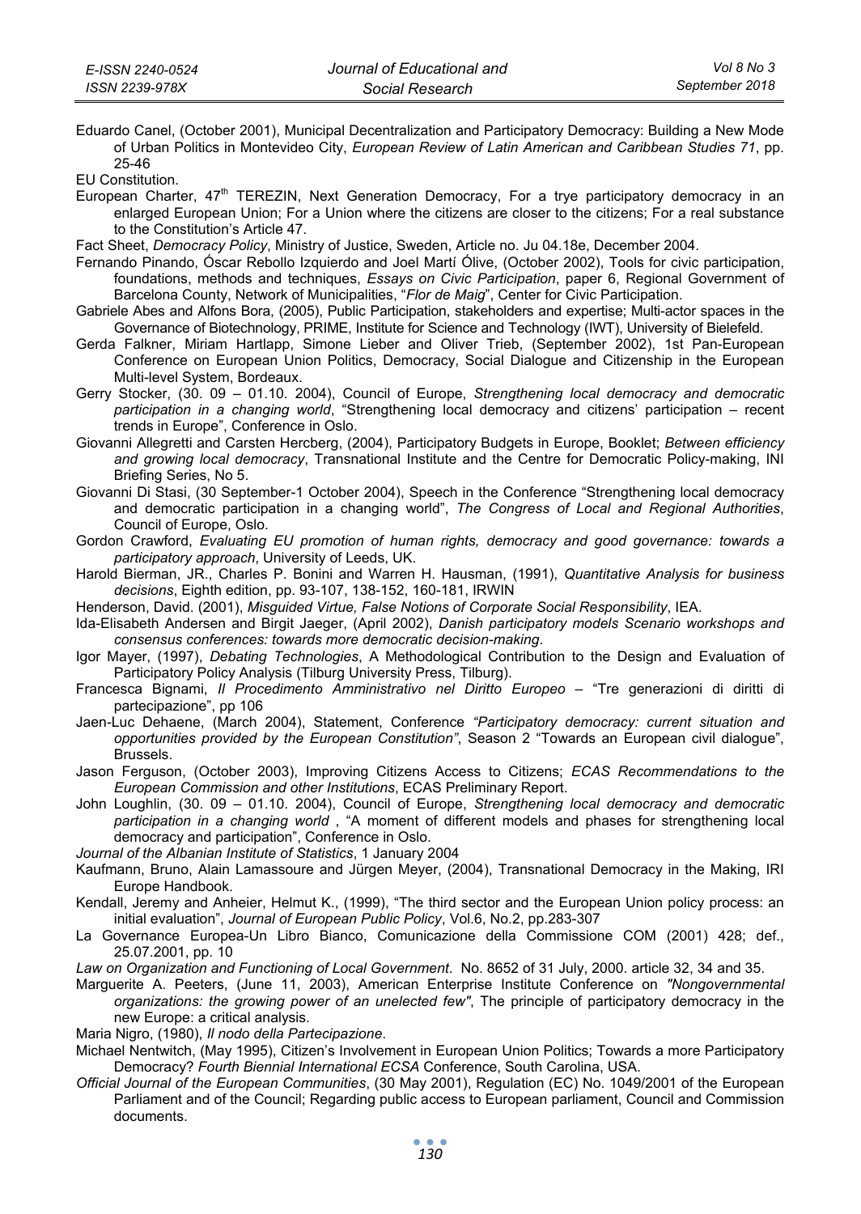Eduardo Canel, (October 2001), Municipal Decentralization and Participatory Democracy: Building a New Mode of Urban Politics in Montevideo City, *European Review of Latin American and Caribbean Studies 71*, pp. 25-46

EU Constitution.

European Charter, 47th TEREZIN, Next Generation Democracy, For a trye participatory democracy in an enlarged European Union; For a Union where the citizens are closer to the citizens; For a real substance to the Constitution's Article 47.

Fact Sheet, *Democracy Policy*, Ministry of Justice, Sweden, Article no. Ju 04.18e, December 2004.

Fernando Pinando, Óscar Rebollo Izquierdo and Joel Martí Ólive, (October 2002), Tools for civic participation, foundations, methods and techniques, *Essays on Civic Participation*, paper 6, Regional Government of Barcelona County, Network of Municipalities, "*Flor de Maig*", Center for Civic Participation.

Gabriele Abes and Alfons Bora, (2005), Public Participation, stakeholders and expertise; Multi-actor spaces in the Governance of Biotechnology, PRIME, Institute for Science and Technology (IWT), University of Bielefeld.

Gerda Falkner, Miriam Hartlapp, Simone Lieber and Oliver Trieb, (September 2002), 1st Pan-European Conference on European Union Politics, Democracy, Social Dialogue and Citizenship in the European Multi-level System, Bordeaux.

Gerry Stocker, (30. 09 – 01.10. 2004), Council of Europe, *Strengthening local democracy and democratic participation in a changing world*, "Strengthening local democracy and citizens' participation – recent trends in Europe", Conference in Oslo.

Giovanni Allegretti and Carsten Hercberg, (2004), Participatory Budgets in Europe, Booklet; *Between efficiency and growing local democracy*, Transnational Institute and the Centre for Democratic Policy-making, INI Briefing Series, No 5.

Giovanni Di Stasi, (30 September-1 October 2004), Speech in the Conference "Strengthening local democracy and democratic participation in a changing world", *The Congress of Local and Regional Authorities*, Council of Europe, Oslo.

Gordon Crawford, *Evaluating EU promotion of human rights, democracy and good governance: towards a participatory approach*, University of Leeds, UK.

Harold Bierman, JR., Charles P. Bonini and Warren H. Hausman, (1991), *Quantitative Analysis for business decisions*, Eighth edition, pp. 93-107, 138-152, 160-181, IRWIN

Henderson, David. (2001), *Misguided Virtue, False Notions of Corporate Social Responsibility*, IEA.

Ida-Elisabeth Andersen and Birgit Jaeger, (April 2002), *Danish participatory models Scenario workshops and consensus conferences: towards more democratic decision-making*.

Igor Mayer, (1997), *Debating Technologies*, A Methodological Contribution to the Design and Evaluation of Participatory Policy Analysis (Tilburg University Press, Tilburg).

Francesca Bignami, *Il Procedimento Amministrativo nel Diritto Europeo* – "Tre generazioni di diritti di partecipazione", pp 106

Jaen-Luc Dehaene, (March 2004), Statement, Conference *"Participatory democracy: current situation and opportunities provided by the European Constitution"*, Season 2 "Towards an European civil dialogue", Brussels.

Jason Ferguson, (October 2003), Improving Citizens Access to Citizens; *ECAS Recommendations to the European Commission and other Institutions*, ECAS Preliminary Report.

John Loughlin, (30. 09 – 01.10. 2004), Council of Europe, *Strengthening local democracy and democratic participation in a changing world* , "A moment of different models and phases for strengthening local democracy and participation", Conference in Oslo.

*Journal of the Albanian Institute of Statistics*, 1 January 2004

Kaufmann, Bruno, Alain Lamassoure and Jürgen Meyer, (2004), Transnational Democracy in the Making, IRI Europe Handbook.

Kendall, Jeremy and Anheier, Helmut K., (1999), "The third sector and the European Union policy process: an initial evaluation", *Journal of European Public Policy*, Vol.6, No.2, pp.283-307

La Governance Europea-Un Libro Bianco, Comunicazione della Commissione COM (2001) 428; def., 25.07.2001, pp. 10

*Law on Organization and Functioning of Local Government*. No. 8652 of 31 July, 2000. article 32, 34 and 35.

Marguerite A. Peeters, (June 11, 2003), American Enterprise Institute Conference on *"Nongovernmental organizations: the growing power of an unelected few"*, The principle of participatory democracy in the new Europe: a critical analysis.

Maria Nigro, (1980), *Il nodo della Partecipazione*.

Michael Nentwitch, (May 1995), Citizen's Involvement in European Union Politics; Towards a more Participatory Democracy? *Fourth Biennial International ECSA* Conference, South Carolina, USA.

*Official Journal of the European Communities*, (30 May 2001), Regulation (EC) No. 1049/2001 of the European Parliament and of the Council; Regarding public access to European parliament, Council and Commission documents.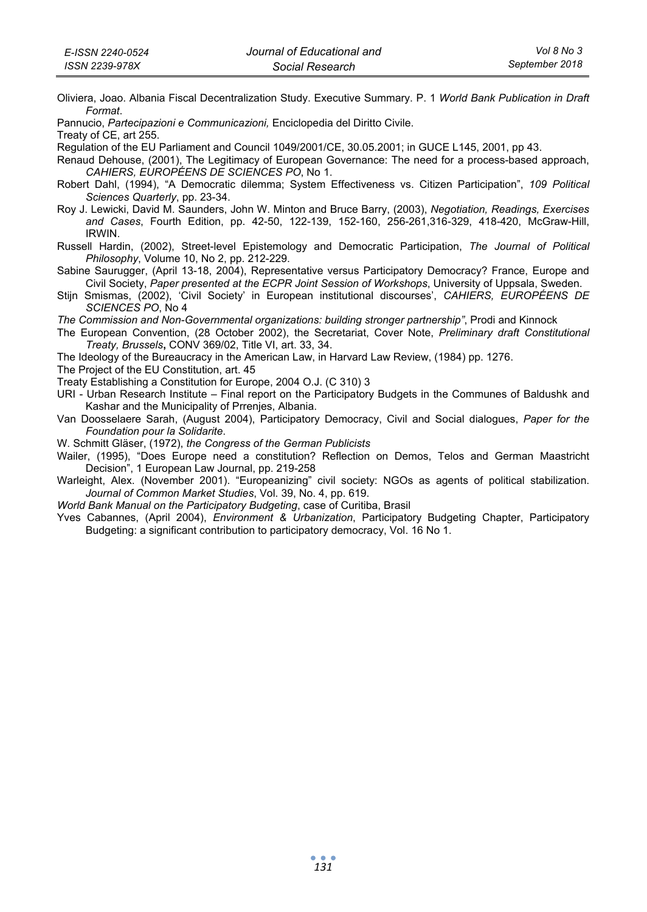Oliviera, Joao. Albania Fiscal Decentralization Study. Executive Summary. P. 1 *World Bank Publication in Draft Format*.

Pannucio, *Partecipazioni e Communicazioni,* Enciclopedia del Diritto Civile.

Treaty of CE, art 255.

Regulation of the EU Parliament and Council 1049/2001/CE, 30.05.2001; in GUCE L145, 2001, pp 43.

Renaud Dehouse, (2001), The Legitimacy of European Governance: The need for a process-based approach, *CAHIERS, EUROPÉENS DE SCIENCES PO*, No 1.

Robert Dahl, (1994), "A Democratic dilemma; System Effectiveness vs. Citizen Participation", *109 Political Sciences Quarterly*, pp. 23-34.

Roy J. Lewicki, David M. Saunders, John W. Minton and Bruce Barry, (2003), *Negotiation, Readings, Exercises and Cases*, Fourth Edition, pp. 42-50, 122-139, 152-160, 256-261,316-329, 418-420, McGraw-Hill, IRWIN.

Russell Hardin, (2002), Street-level Epistemology and Democratic Participation, *The Journal of Political Philosophy*, Volume 10, No 2, pp. 212-229.

Sabine Saurugger, (April 13-18, 2004), Representative versus Participatory Democracy? France, Europe and Civil Society, *Paper presented at the ECPR Joint Session of Workshops*, University of Uppsala, Sweden.

Stijn Smismas, (2002), 'Civil Society' in European institutional discourses', *CAHIERS, EUROPÉENS DE SCIENCES PO*, No 4

*The Commission and Non-Governmental organizations: building stronger partnership"*, Prodi and Kinnock

The European Convention, (28 October 2002), the Secretariat, Cover Note, *Preliminary draft Constitutional Treaty, Brussels***,** CONV 369/02, Title VI, art. 33, 34.

The Ideology of the Bureaucracy in the American Law, in Harvard Law Review, (1984) pp. 1276.

The Project of the EU Constitution, art. 45

Treaty Establishing a Constitution for Europe, 2004 O.J. (C 310) 3

URI - Urban Research Institute – Final report on the Participatory Budgets in the Communes of Baldushk and Kashar and the Municipality of Prrenjes, Albania.

Van Doosselaere Sarah, (August 2004), Participatory Democracy, Civil and Social dialogues, *Paper for the Foundation pour la Solidarite*.

W. Schmitt Gläser, (1972), *the Congress of the German Publicists*

Wailer, (1995), "Does Europe need a constitution? Reflection on Demos, Telos and German Maastricht Decision", 1 European Law Journal, pp. 219-258

Warleight, Alex. (November 2001). "Europeanizing" civil society: NGOs as agents of political stabilization. *Journal of Common Market Studies*, Vol. 39, No. 4, pp. 619.

*World Bank Manual on the Participatory Budgeting*, case of Curitiba, Brasil

Yves Cabannes, (April 2004), *Environment & Urbanization*, Participatory Budgeting Chapter, Participatory Budgeting: a significant contribution to participatory democracy, Vol. 16 No 1.